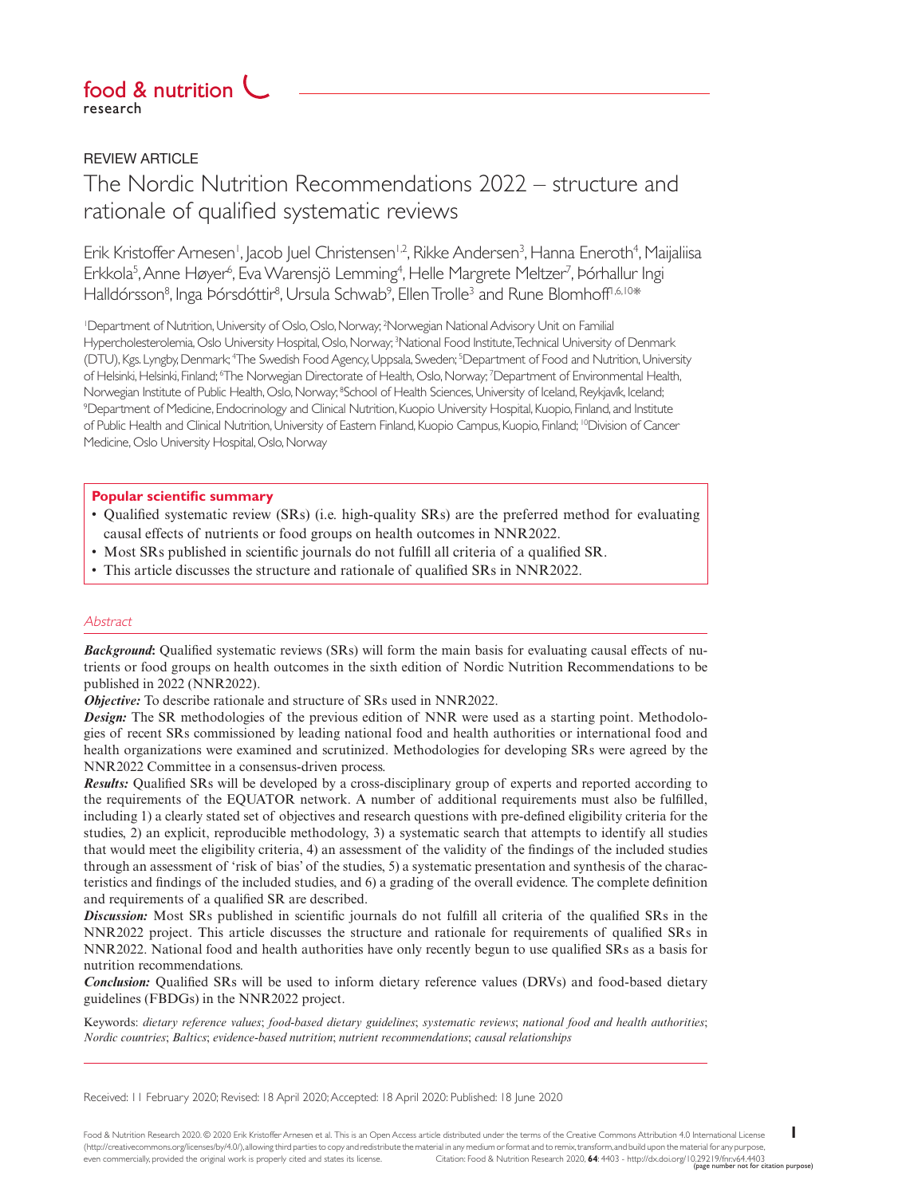food & nutrition research

REVIEW ARTICLE

# The Nordic Nutrition Recommendations 2022 – structure and rationale of qualified systematic reviews

Erik Kristoffer Arnesen[1], Jacob Juel Christensen[1,2], Rikke Andersen[3], Hanna Eneroth[4], Maijaliisa Erkkola[5], Anne Høyer[6], Eva Warensjö Lemming[4], Helle Margrete Meltzer[7], Þórhallur Ingi Halldórsson[8], Inga Þórsdóttir[8], Ursula Schwab[9], Ellen Trolle[3] and Rune Blomhoff[1,6,10]*

[1]Department of Nutrition, University of Oslo, Oslo, Norway; [2]Norwegian National Advisory Unit on Familial Hypercholesterolemia, Oslo University Hospital, Oslo, Norway; [3]National Food Institute, Technical University of Denmark (DTU), Kgs. Lyngby, Denmark; [4]The Swedish Food Agency, Uppsala, Sweden; [5]Department of Food and Nutrition, University of Helsinki, Helsinki, Finland; [6]The Norwegian Directorate of Health, Oslo, Norway; [7]Department of Environmental Health, Norwegian Institute of Public Health, Oslo, Norway; [8]School of Health Sciences, University of Iceland, Reykjavík, Iceland; [9]Department of Medicine, Endocrinology and Clinical Nutrition, Kuopio University Hospital, Kuopio, Finland, and Institute of Public Health and Clinical Nutrition, University of Eastern Finland, Kuopio Campus, Kuopio, Finland; [10]Division of Cancer Medicine, Oslo University Hospital, Oslo, Norway

**Popular scientific summary**

- Qualified systematic review (SRs) (i.e. high-quality SRs) are the preferred method for evaluating causal effects of nutrients or food groups on health outcomes in NNR2022.
- Most SRs published in scientific journals do not fulfill all criteria of a qualified SR.
- This article discusses the structure and rationale of qualified SRs in NNR2022.

*Abstract*

***Background*:** Qualified systematic reviews (SRs) will form the main basis for evaluating causal effects of nutrients or food groups on health outcomes in the sixth edition of Nordic Nutrition Recommendations to be published in 2022 (NNR2022).

***Objective:*** To describe rationale and structure of SRs used in NNR2022.

***Design:*** The SR methodologies of the previous edition of NNR were used as a starting point. Methodologies of recent SRs commissioned by leading national food and health authorities or international food and health organizations were examined and scrutinized. Methodologies for developing SRs were agreed by the NNR2022 Committee in a consensus-driven process.

***Results:*** Qualified SRs will be developed by a cross-disciplinary group of experts and reported according to the requirements of the EQUATOR network. A number of additional requirements must also be fulfilled, including 1) a clearly stated set of objectives and research questions with pre-defined eligibility criteria for the studies, 2) an explicit, reproducible methodology, 3) a systematic search that attempts to identify all studies that would meet the eligibility criteria, 4) an assessment of the validity of the findings of the included studies through an assessment of 'risk of bias' of the studies, 5) a systematic presentation and synthesis of the characteristics and findings of the included studies, and 6) a grading of the overall evidence. The complete definition and requirements of a qualified SR are described.

***Discussion:*** Most SRs published in scientific journals do not fulfill all criteria of the qualified SRs in the NNR2022 project. This article discusses the structure and rationale for requirements of qualified SRs in NNR2022. National food and health authorities have only recently begun to use qualified SRs as a basis for nutrition recommendations.

***Conclusion:*** Qualified SRs will be used to inform dietary reference values (DRVs) and food-based dietary guidelines (FBDGs) in the NNR2022 project.

Keywords: *dietary reference values*; *food-based dietary guidelines*; *systematic reviews*; *national food and health authorities*; *Nordic countries*; *Baltics*; *evidence-based nutrition*; *nutrient recommendations*; *causal relationships*

Received: 11 February 2020; Revised: 18 April 2020; Accepted: 18 April 2020; Published: 18 June 2020

Food & Nutrition Research 2020. © 2020 Erik Kristoffer Arnesen et al. This is an Open Access article distributed under the terms of the Creative Commons Attribution 4.0 International License (http://creativecommons.org/licenses/by/4.0/), allowing third parties to copy and redistribute the material in any medium or format and to remix, transform, and build upon the material for any purpose, even commercially, provided the original work is properly cited and states its license. Citation: Food & Nutrition Research 2020, **64**: 4403 - http://dx.doi.org/10.29219/fnr.v64.4403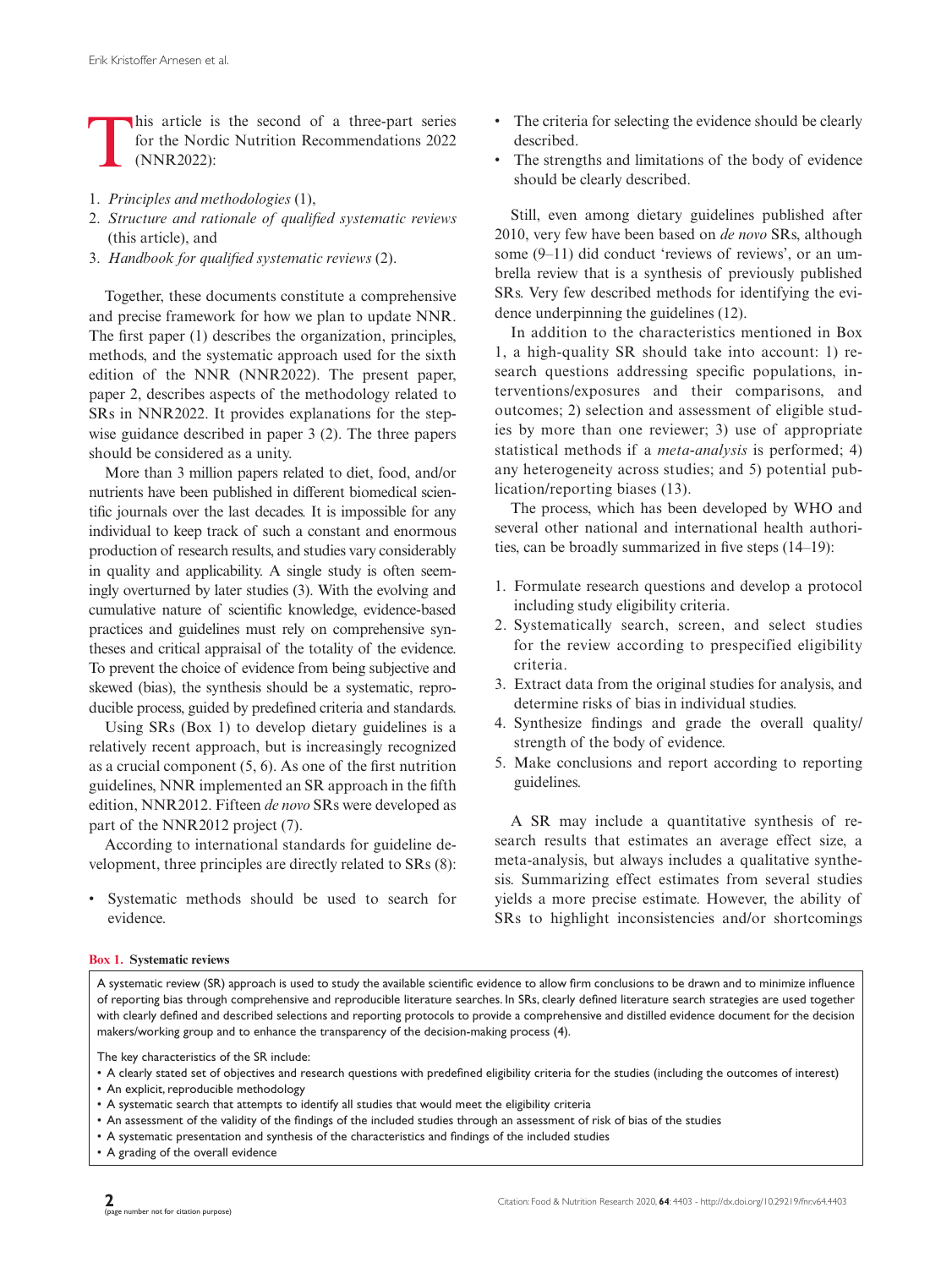This article is the second of a three-part series for the Nordic Nutrition Recommendations 2022 (NNR2022):

1. *Principles and methodologies* (1),
2. *Structure and rationale of qualified systematic reviews* (this article), and
3. *Handbook for qualified systematic reviews* (2).

Together, these documents constitute a comprehensive and precise framework for how we plan to update NNR. The first paper (1) describes the organization, principles, methods, and the systematic approach used for the sixth edition of the NNR (NNR2022). The present paper, paper 2, describes aspects of the methodology related to SRs in NNR2022. It provides explanations for the step-wise guidance described in paper 3 (2). The three papers should be considered as a unity.

More than 3 million papers related to diet, food, and/or nutrients have been published in different biomedical scientific journals over the last decades. It is impossible for any individual to keep track of such a constant and enormous production of research results, and studies vary considerably in quality and applicability. A single study is often seemingly overturned by later studies (3). With the evolving and cumulative nature of scientific knowledge, evidence-based practices and guidelines must rely on comprehensive syntheses and critical appraisal of the totality of the evidence. To prevent the choice of evidence from being subjective and skewed (bias), the synthesis should be a systematic, reproducible process, guided by predefined criteria and standards.

Using SRs (Box 1) to develop dietary guidelines is a relatively recent approach, but is increasingly recognized as a crucial component (5, 6). As one of the first nutrition guidelines, NNR implemented an SR approach in the fifth edition, NNR2012. Fifteen *de novo* SRs were developed as part of the NNR2012 project (7).

According to international standards for guideline development, three principles are directly related to SRs (8):

- Systematic methods should be used to search for evidence.
- The criteria for selecting the evidence should be clearly described.
- The strengths and limitations of the body of evidence should be clearly described.

Still, even among dietary guidelines published after 2010, very few have been based on *de novo* SRs, although some (9–11) did conduct 'reviews of reviews', or an umbrella review that is a synthesis of previously published SRs. Very few described methods for identifying the evidence underpinning the guidelines (12).

In addition to the characteristics mentioned in Box 1, a high-quality SR should take into account: 1) research questions addressing specific populations, interventions/exposures and their comparisons, and outcomes; 2) selection and assessment of eligible studies by more than one reviewer; 3) use of appropriate statistical methods if a *meta-analysis* is performed; 4) any heterogeneity across studies; and 5) potential publication/reporting biases (13).

The process, which has been developed by WHO and several other national and international health authorities, can be broadly summarized in five steps (14–19):

1. Formulate research questions and develop a protocol including study eligibility criteria.
2. Systematically search, screen, and select studies for the review according to prespecified eligibility criteria.
3. Extract data from the original studies for analysis, and determine risks of bias in individual studies.
4. Synthesize findings and grade the overall quality/strength of the body of evidence.
5. Make conclusions and report according to reporting guidelines.

A SR may include a quantitative synthesis of research results that estimates an average effect size, a meta-analysis, but always includes a qualitative synthesis. Summarizing effect estimates from several studies yields a more precise estimate. However, the ability of SRs to highlight inconsistencies and/or shortcomings

**Box 1. Systematic reviews**

A systematic review (SR) approach is used to study the available scientific evidence to allow firm conclusions to be drawn and to minimize influence of reporting bias through comprehensive and reproducible literature searches. In SRs, clearly defined literature search strategies are used together with clearly defined and described selections and reporting protocols to provide a comprehensive and distilled evidence document for the decision makers/working group and to enhance the transparency of the decision-making process (4).

The key characteristics of the SR include:

- A clearly stated set of objectives and research questions with predefined eligibility criteria for the studies (including the outcomes of interest)
- An explicit, reproducible methodology
- A systematic search that attempts to identify all studies that would meet the eligibility criteria
- An assessment of the validity of the findings of the included studies through an assessment of risk of bias of the studies
- A systematic presentation and synthesis of the characteristics and findings of the included studies
- A grading of the overall evidence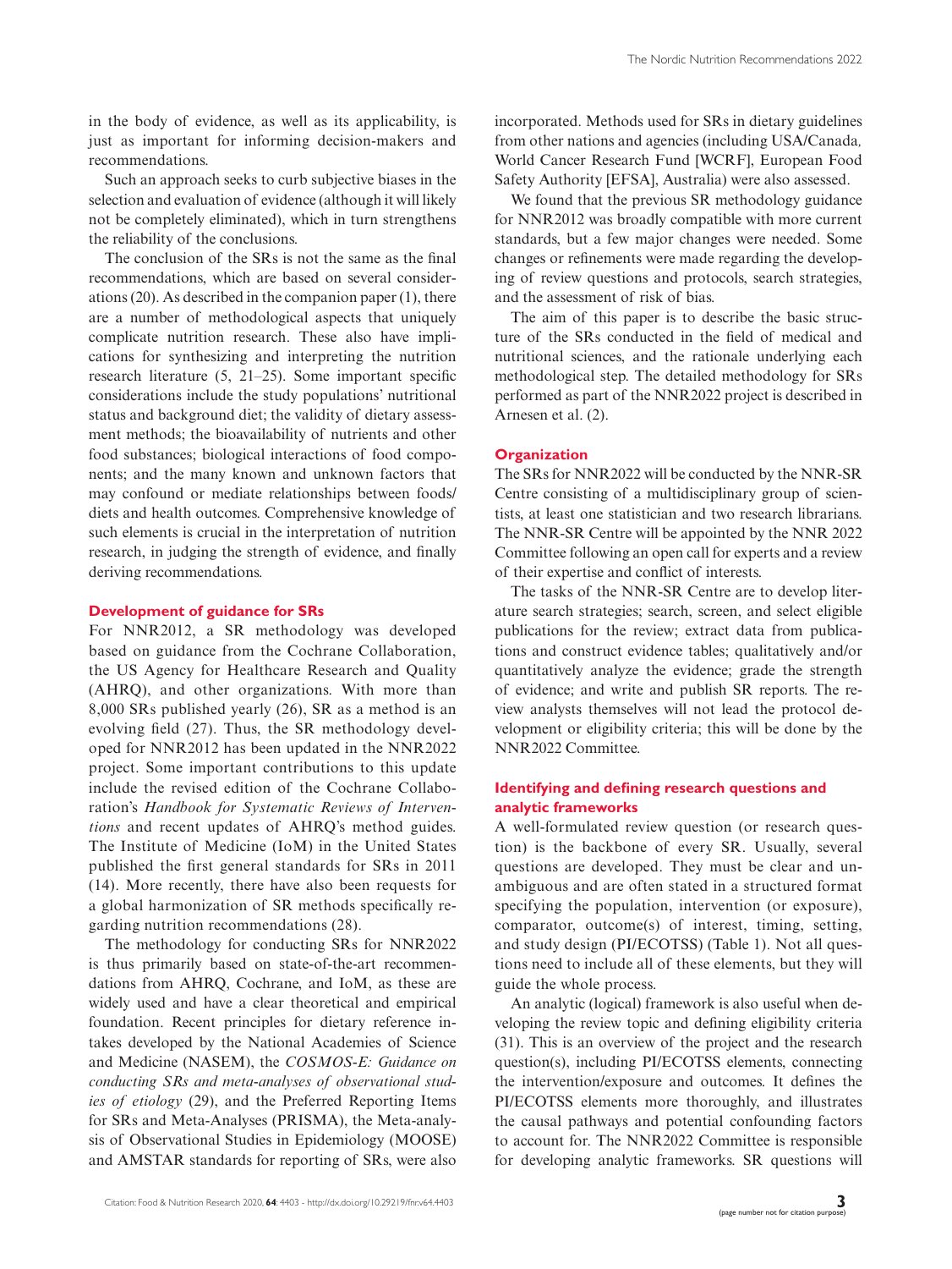in the body of evidence, as well as its applicability, is just as important for informing decision-makers and recommendations.

Such an approach seeks to curb subjective biases in the selection and evaluation of evidence (although it will likely not be completely eliminated), which in turn strengthens the reliability of the conclusions.

The conclusion of the SRs is not the same as the final recommendations, which are based on several considerations (20). As described in the companion paper (1), there are a number of methodological aspects that uniquely complicate nutrition research. These also have implications for synthesizing and interpreting the nutrition research literature (5, 21–25). Some important specific considerations include the study populations' nutritional status and background diet; the validity of dietary assessment methods; the bioavailability of nutrients and other food substances; biological interactions of food components; and the many known and unknown factors that may confound or mediate relationships between foods/diets and health outcomes. Comprehensive knowledge of such elements is crucial in the interpretation of nutrition research, in judging the strength of evidence, and finally deriving recommendations.

## Development of guidance for SRs

For NNR2012, a SR methodology was developed based on guidance from the Cochrane Collaboration, the US Agency for Healthcare Research and Quality (AHRQ), and other organizations. With more than 8,000 SRs published yearly (26), SR as a method is an evolving field (27). Thus, the SR methodology developed for NNR2012 has been updated in the NNR2022 project. Some important contributions to this update include the revised edition of the Cochrane Collaboration's *Handbook for Systematic Reviews of Interventions* and recent updates of AHRQ's method guides. The Institute of Medicine (IoM) in the United States published the first general standards for SRs in 2011 (14). More recently, there have also been requests for a global harmonization of SR methods specifically regarding nutrition recommendations (28).

The methodology for conducting SRs for NNR2022 is thus primarily based on state-of-the-art recommendations from AHRQ, Cochrane, and IoM, as these are widely used and have a clear theoretical and empirical foundation. Recent principles for dietary reference intakes developed by the National Academies of Science and Medicine (NASEM), the *COSMOS-E: Guidance on conducting SRs and meta-analyses of observational studies of etiology* (29), and the Preferred Reporting Items for SRs and Meta-Analyses (PRISMA), the Meta-analysis of Observational Studies in Epidemiology (MOOSE) and AMSTAR standards for reporting of SRs, were also incorporated. Methods used for SRs in dietary guidelines from other nations and agencies (including USA/Canada, World Cancer Research Fund [WCRF], European Food Safety Authority [EFSA], Australia) were also assessed.

We found that the previous SR methodology guidance for NNR2012 was broadly compatible with more current standards, but a few major changes were needed. Some changes or refinements were made regarding the developing of review questions and protocols, search strategies, and the assessment of risk of bias.

The aim of this paper is to describe the basic structure of the SRs conducted in the field of medical and nutritional sciences, and the rationale underlying each methodological step. The detailed methodology for SRs performed as part of the NNR2022 project is described in Arnesen et al. (2).

## Organization

The SRs for NNR2022 will be conducted by the NNR-SR Centre consisting of a multidisciplinary group of scientists, at least one statistician and two research librarians. The NNR-SR Centre will be appointed by the NNR 2022 Committee following an open call for experts and a review of their expertise and conflict of interests.

The tasks of the NNR-SR Centre are to develop literature search strategies; search, screen, and select eligible publications for the review; extract data from publications and construct evidence tables; qualitatively and/or quantitatively analyze the evidence; grade the strength of evidence; and write and publish SR reports. The review analysts themselves will not lead the protocol development or eligibility criteria; this will be done by the NNR2022 Committee.

## Identifying and defining research questions and analytic frameworks

A well-formulated review question (or research question) is the backbone of every SR. Usually, several questions are developed. They must be clear and unambiguous and are often stated in a structured format specifying the population, intervention (or exposure), comparator, outcome(s) of interest, timing, setting, and study design (PI/ECOTSS) (Table 1). Not all questions need to include all of these elements, but they will guide the whole process.

An analytic (logical) framework is also useful when developing the review topic and defining eligibility criteria (31). This is an overview of the project and the research question(s), including PI/ECOTSS elements, connecting the intervention/exposure and outcomes. It defines the PI/ECOTSS elements more thoroughly, and illustrates the causal pathways and potential confounding factors to account for. The NNR2022 Committee is responsible for developing analytic frameworks. SR questions will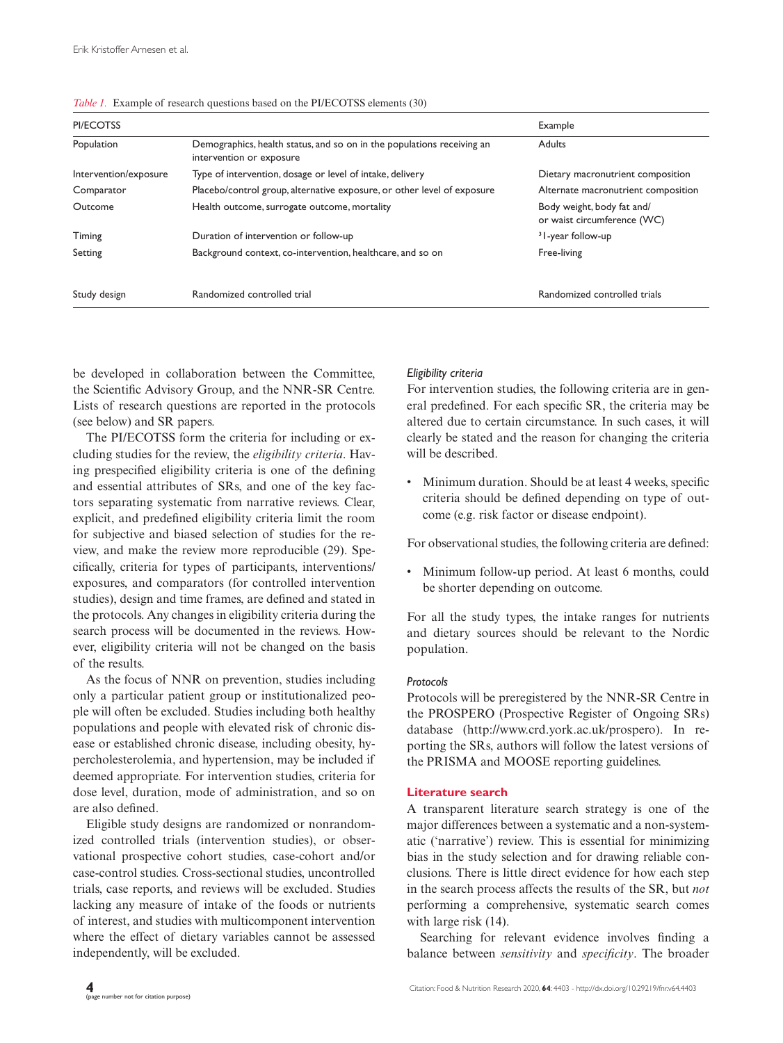*Table 1.* Example of research questions based on the PI/ECOTSS elements (30)

| PI/ECOTSS | | Example |
|---|---|---|
| Population | Demographics, health status, and so on in the populations receiving an intervention or exposure | Adults |
| Intervention/exposure | Type of intervention, dosage or level of intake, delivery | Dietary macronutrient composition |
| Comparator | Placebo/control group, alternative exposure, or other level of exposure | Alternate macronutrient composition |
| Outcome | Health outcome, surrogate outcome, mortality | Body weight, body fat and/ or waist circumference (WC) |
| Timing | Duration of intervention or follow-up | ³1-year follow-up |
| Setting | Background context, co-intervention, healthcare, and so on | Free-living |
| Study design | Randomized controlled trial | Randomized controlled trials |

be developed in collaboration between the Committee, the Scientific Advisory Group, and the NNR-SR Centre. Lists of research questions are reported in the protocols (see below) and SR papers.

The PI/ECOTSS form the criteria for including or excluding studies for the review, the *eligibility criteria*. Having prespecified eligibility criteria is one of the defining and essential attributes of SRs, and one of the key factors separating systematic from narrative reviews. Clear, explicit, and predefined eligibility criteria limit the room for subjective and biased selection of studies for the review, and make the review more reproducible (29). Specifically, criteria for types of participants, interventions/exposures, and comparators (for controlled intervention studies), design and time frames, are defined and stated in the protocols. Any changes in eligibility criteria during the search process will be documented in the reviews. However, eligibility criteria will not be changed on the basis of the results.

As the focus of NNR on prevention, studies including only a particular patient group or institutionalized people will often be excluded. Studies including both healthy populations and people with elevated risk of chronic disease or established chronic disease, including obesity, hypercholesterolemia, and hypertension, may be included if deemed appropriate. For intervention studies, criteria for dose level, duration, mode of administration, and so on are also defined.

Eligible study designs are randomized or nonrandomized controlled trials (intervention studies), or observational prospective cohort studies, case-cohort and/or case-control studies. Cross-sectional studies, uncontrolled trials, case reports, and reviews will be excluded. Studies lacking any measure of intake of the foods or nutrients of interest, and studies with multicomponent intervention where the effect of dietary variables cannot be assessed independently, will be excluded.

*Eligibility criteria*

For intervention studies, the following criteria are in general predefined. For each specific SR, the criteria may be altered due to certain circumstance. In such cases, it will clearly be stated and the reason for changing the criteria will be described.

- Minimum duration. Should be at least 4 weeks, specific criteria should be defined depending on type of outcome (e.g. risk factor or disease endpoint).

For observational studies, the following criteria are defined:

- Minimum follow-up period. At least 6 months, could be shorter depending on outcome.

For all the study types, the intake ranges for nutrients and dietary sources should be relevant to the Nordic population.

*Protocols*

Protocols will be preregistered by the NNR-SR Centre in the PROSPERO (Prospective Register of Ongoing SRs) database (http://www.crd.york.ac.uk/prospero). In reporting the SRs, authors will follow the latest versions of the PRISMA and MOOSE reporting guidelines.

## Literature search

A transparent literature search strategy is one of the major differences between a systematic and a non-systematic ('narrative') review. This is essential for minimizing bias in the study selection and for drawing reliable conclusions. There is little direct evidence for how each step in the search process affects the results of the SR, but *not* performing a comprehensive, systematic search comes with large risk (14).

Searching for relevant evidence involves finding a balance between *sensitivity* and *specificity*. The broader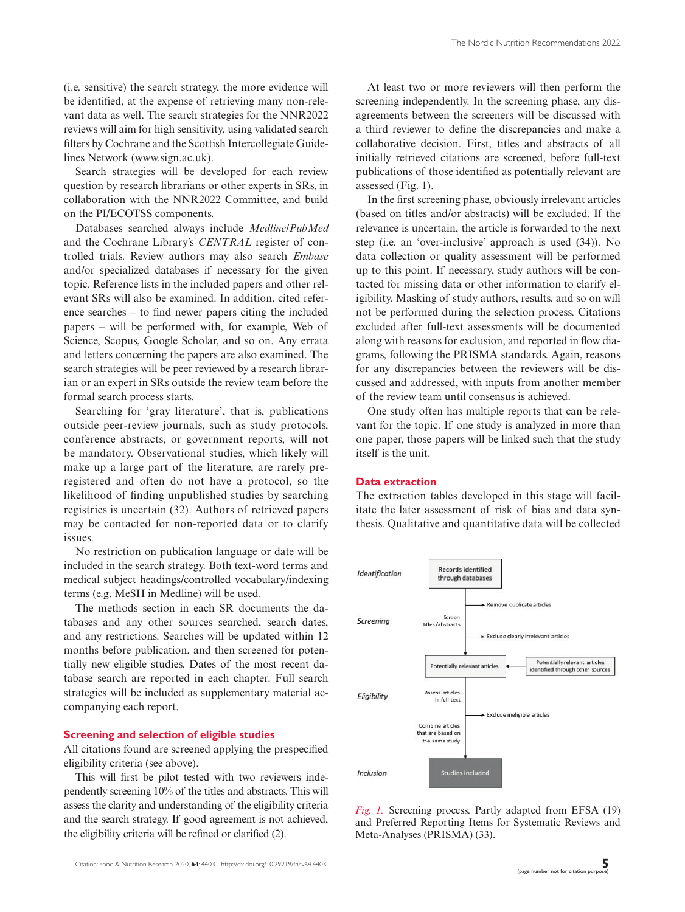(i.e. sensitive) the search strategy, the more evidence will be identified, at the expense of retrieving many non-relevant data as well. The search strategies for the NNR2022 reviews will aim for high sensitivity, using validated search filters by Cochrane and the Scottish Intercollegiate Guidelines Network (www.sign.ac.uk).

Search strategies will be developed for each review question by research librarians or other experts in SRs, in collaboration with the NNR2022 Committee, and build on the PI/ECOTSS components.

Databases searched always include *Medline/PubMed* and the Cochrane Library's *CENTRAL* register of controlled trials. Review authors may also search *Embase* and/or specialized databases if necessary for the given topic. Reference lists in the included papers and other relevant SRs will also be examined. In addition, cited reference searches – to find newer papers citing the included papers – will be performed with, for example, Web of Science, Scopus, Google Scholar, and so on. Any errata and letters concerning the papers are also examined. The search strategies will be peer reviewed by a research librarian or an expert in SRs outside the review team before the formal search process starts.

Searching for 'gray literature', that is, publications outside peer-review journals, such as study protocols, conference abstracts, or government reports, will not be mandatory. Observational studies, which likely will make up a large part of the literature, are rarely preregistered and often do not have a protocol, so the likelihood of finding unpublished studies by searching registries is uncertain (32). Authors of retrieved papers may be contacted for non-reported data or to clarify issues.

No restriction on publication language or date will be included in the search strategy. Both text-word terms and medical subject headings/controlled vocabulary/indexing terms (e.g. MeSH in Medline) will be used.

The methods section in each SR documents the databases and any other sources searched, search dates, and any restrictions. Searches will be updated within 12 months before publication, and then screened for potentially new eligible studies. Dates of the most recent database search are reported in each chapter. Full search strategies will be included as supplementary material accompanying each report.

### Screening and selection of eligible studies

All citations found are screened applying the prespecified eligibility criteria (see above).

This will first be pilot tested with two reviewers independently screening 10% of the titles and abstracts. This will assess the clarity and understanding of the eligibility criteria and the search strategy. If good agreement is not achieved, the eligibility criteria will be refined or clarified (2).

At least two or more reviewers will then perform the screening independently. In the screening phase, any disagreements between the screeners will be discussed with a third reviewer to define the discrepancies and make a collaborative decision. First, titles and abstracts of all initially retrieved citations are screened, before full-text publications of those identified as potentially relevant are assessed (Fig. 1).

In the first screening phase, obviously irrelevant articles (based on titles and/or abstracts) will be excluded. If the relevance is uncertain, the article is forwarded to the next step (i.e. an 'over-inclusive' approach is used (34)). No data collection or quality assessment will be performed up to this point. If necessary, study authors will be contacted for missing data or other information to clarify eligibility. Masking of study authors, results, and so on will not be performed during the selection process. Citations excluded after full-text assessments will be documented along with reasons for exclusion, and reported in flow diagrams, following the PRISMA standards. Again, reasons for any discrepancies between the reviewers will be discussed and addressed, with inputs from another member of the review team until consensus is achieved.

One study often has multiple reports that can be relevant for the topic. If one study is analyzed in more than one paper, those papers will be linked such that the study itself is the unit.

### Data extraction

The extraction tables developed in this stage will facilitate the later assessment of risk of bias and data synthesis. Qualitative and quantitative data will be collected

*Identification*

Records identified through databases

→ Remove duplicate articles

*Screening*

Screen titles/abstracts

→ Exclude clearly irrelevant articles

Potentially relevant articles ← Potentially relevant articles identified through other sources

*Eligibility*

Asess articles in full-text

→ Exclude ineligible articles

Combine articles that are based on the same study

*Inclusion*

Studies included

*Fig. 1.* Screening process. Partly adapted from EFSA (19) and Preferred Reporting Items for Systematic Reviews and Meta-Analyses (PRISMA) (33).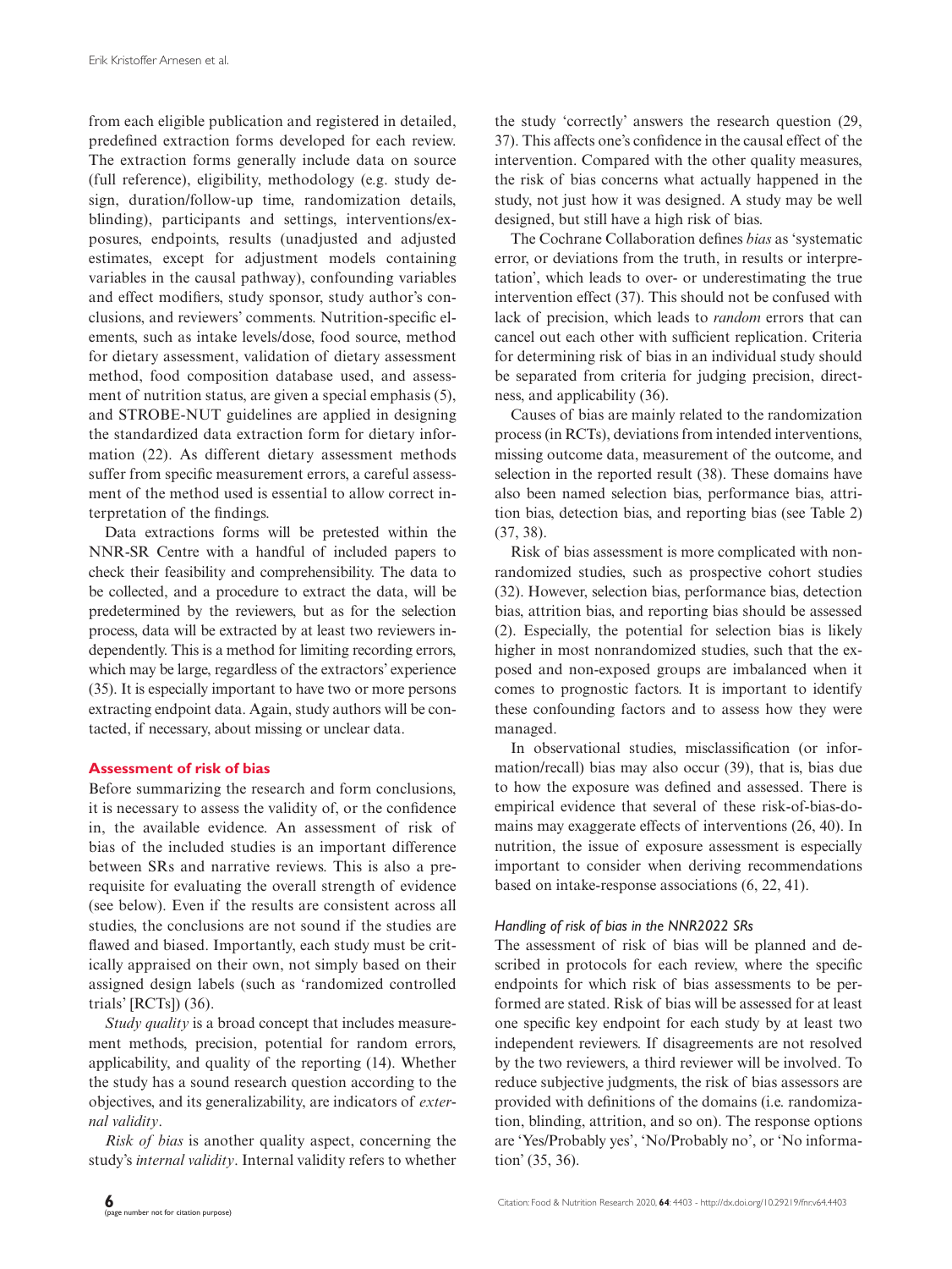from each eligible publication and registered in detailed, predefined extraction forms developed for each review. The extraction forms generally include data on source (full reference), eligibility, methodology (e.g. study design, duration/follow-up time, randomization details, blinding), participants and settings, interventions/exposures, endpoints, results (unadjusted and adjusted estimates, except for adjustment models containing variables in the causal pathway), confounding variables and effect modifiers, study sponsor, study author's conclusions, and reviewers' comments. Nutrition-specific elements, such as intake levels/dose, food source, method for dietary assessment, validation of dietary assessment method, food composition database used, and assessment of nutrition status, are given a special emphasis (5), and STROBE-NUT guidelines are applied in designing the standardized data extraction form for dietary information (22). As different dietary assessment methods suffer from specific measurement errors, a careful assessment of the method used is essential to allow correct interpretation of the findings.

Data extractions forms will be pretested within the NNR-SR Centre with a handful of included papers to check their feasibility and comprehensibility. The data to be collected, and a procedure to extract the data, will be predetermined by the reviewers, but as for the selection process, data will be extracted by at least two reviewers independently. This is a method for limiting recording errors, which may be large, regardless of the extractors' experience (35). It is especially important to have two or more persons extracting endpoint data. Again, study authors will be contacted, if necessary, about missing or unclear data.

## Assessment of risk of bias

Before summarizing the research and form conclusions, it is necessary to assess the validity of, or the confidence in, the available evidence. An assessment of risk of bias of the included studies is an important difference between SRs and narrative reviews. This is also a prerequisite for evaluating the overall strength of evidence (see below). Even if the results are consistent across all studies, the conclusions are not sound if the studies are flawed and biased. Importantly, each study must be critically appraised on their own, not simply based on their assigned design labels (such as 'randomized controlled trials' [RCTs]) (36).

*Study quality* is a broad concept that includes measurement methods, precision, potential for random errors, applicability, and quality of the reporting (14). Whether the study has a sound research question according to the objectives, and its generalizability, are indicators of *external validity*.

*Risk of bias* is another quality aspect, concerning the study's *internal validity*. Internal validity refers to whether the study 'correctly' answers the research question (29, 37). This affects one's confidence in the causal effect of the intervention. Compared with the other quality measures, the risk of bias concerns what actually happened in the study, not just how it was designed. A study may be well designed, but still have a high risk of bias.

The Cochrane Collaboration defines *bias* as 'systematic error, or deviations from the truth, in results or interpretation', which leads to over- or underestimating the true intervention effect (37). This should not be confused with lack of precision, which leads to *random* errors that can cancel out each other with sufficient replication. Criteria for determining risk of bias in an individual study should be separated from criteria for judging precision, directness, and applicability (36).

Causes of bias are mainly related to the randomization process (in RCTs), deviations from intended interventions, missing outcome data, measurement of the outcome, and selection in the reported result (38). These domains have also been named selection bias, performance bias, attrition bias, detection bias, and reporting bias (see Table 2) (37, 38).

Risk of bias assessment is more complicated with nonrandomized studies, such as prospective cohort studies (32). However, selection bias, performance bias, detection bias, attrition bias, and reporting bias should be assessed (2). Especially, the potential for selection bias is likely higher in most nonrandomized studies, such that the exposed and non-exposed groups are imbalanced when it comes to prognostic factors. It is important to identify these confounding factors and to assess how they were managed.

In observational studies, misclassification (or information/recall) bias may also occur (39), that is, bias due to how the exposure was defined and assessed. There is empirical evidence that several of these risk-of-bias-domains may exaggerate effects of interventions (26, 40). In nutrition, the issue of exposure assessment is especially important to consider when deriving recommendations based on intake-response associations (6, 22, 41).

### *Handling of risk of bias in the NNR2022 SRs*

The assessment of risk of bias will be planned and described in protocols for each review, where the specific endpoints for which risk of bias assessments to be performed are stated. Risk of bias will be assessed for at least one specific key endpoint for each study by at least two independent reviewers. If disagreements are not resolved by the two reviewers, a third reviewer will be involved. To reduce subjective judgments, the risk of bias assessors are provided with definitions of the domains (i.e. randomization, blinding, attrition, and so on). The response options are 'Yes/Probably yes', 'No/Probably no', or 'No information' (35, 36).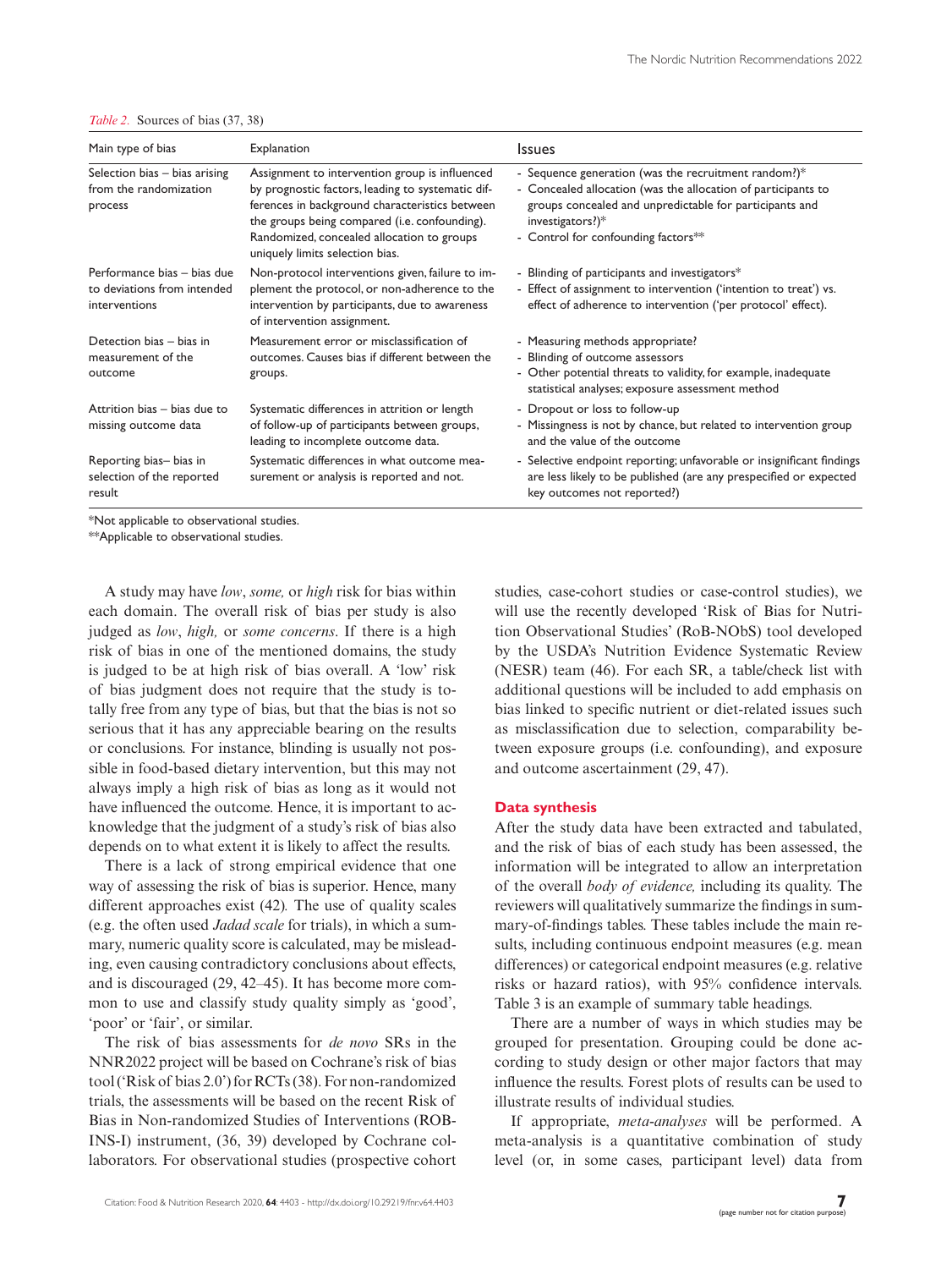*Table 2.* Sources of bias (37, 38)

| Main type of bias | Explanation | Issues |
|---|---|---|
| Selection bias – bias arising from the randomization process | Assignment to intervention group is influenced by prognostic factors, leading to systematic differences in background characteristics between the groups being compared (i.e. confounding). Randomized, concealed allocation to groups uniquely limits selection bias. | - Sequence generation (was the recruitment random?)* <br> - Concealed allocation (was the allocation of participants to groups concealed and unpredictable for participants and investigators?)* <br> - Control for confounding factors** |
| Performance bias – bias due to deviations from intended interventions | Non-protocol interventions given, failure to implement the protocol, or non-adherence to the intervention by participants, due to awareness of intervention assignment. | - Blinding of participants and investigators* <br> - Effect of assignment to intervention ('intention to treat') vs. effect of adherence to intervention ('per protocol' effect). |
| Detection bias – bias in measurement of the outcome | Measurement error or misclassification of outcomes. Causes bias if different between the groups. | - Measuring methods appropriate? <br> - Blinding of outcome assessors <br> - Other potential threats to validity, for example, inadequate statistical analyses; exposure assessment method |
| Attrition bias – bias due to missing outcome data | Systematic differences in attrition or length of follow-up of participants between groups, leading to incomplete outcome data. | - Dropout or loss to follow-up <br> - Missingness is not by chance, but related to intervention group and the value of the outcome |
| Reporting bias– bias in selection of the reported result | Systematic differences in what outcome measurement or analysis is reported and not. | - Selective endpoint reporting; unfavorable or insignificant findings are less likely to be published (are any prespecified or expected key outcomes not reported?) |

*Not applicable to observational studies.
**Applicable to observational studies.

A study may have *low*, *some,* or *high* risk for bias within each domain. The overall risk of bias per study is also judged as *low*, *high,* or *some concerns*. If there is a high risk of bias in one of the mentioned domains, the study is judged to be at high risk of bias overall. A 'low' risk of bias judgment does not require that the study is totally free from any type of bias, but that the bias is not so serious that it has any appreciable bearing on the results or conclusions. For instance, blinding is usually not possible in food-based dietary intervention, but this may not always imply a high risk of bias as long as it would not have influenced the outcome. Hence, it is important to acknowledge that the judgment of a study's risk of bias also depends on to what extent it is likely to affect the results.

There is a lack of strong empirical evidence that one way of assessing the risk of bias is superior. Hence, many different approaches exist (42)*.* The use of quality scales (e.g. the often used *Jadad scale* for trials), in which a summary, numeric quality score is calculated, may be misleading, even causing contradictory conclusions about effects, and is discouraged (29, 42–45). It has become more common to use and classify study quality simply as 'good', 'poor' or 'fair', or similar.

The risk of bias assessments for *de novo* SRs in the NNR2022 project will be based on Cochrane's risk of bias tool ('Risk of bias 2.0') for RCTs (38). For non-randomized trials, the assessments will be based on the recent Risk of Bias in Non-randomized Studies of Interventions (ROB-INS-I) instrument, (36, 39) developed by Cochrane collaborators. For observational studies (prospective cohort studies, case-cohort studies or case-control studies), we will use the recently developed 'Risk of Bias for Nutrition Observational Studies' (RoB-NObS) tool developed by the USDA's Nutrition Evidence Systematic Review (NESR) team (46). For each SR, a table/check list with additional questions will be included to add emphasis on bias linked to specific nutrient or diet-related issues such as misclassification due to selection, comparability between exposure groups (i.e. confounding), and exposure and outcome ascertainment (29, 47).

#### Data synthesis

After the study data have been extracted and tabulated, and the risk of bias of each study has been assessed, the information will be integrated to allow an interpretation of the overall *body of evidence,* including its quality. The reviewers will qualitatively summarize the findings in summary-of-findings tables. These tables include the main results, including continuous endpoint measures (e.g. mean differences) or categorical endpoint measures (e.g. relative risks or hazard ratios), with 95% confidence intervals. Table 3 is an example of summary table headings.

There are a number of ways in which studies may be grouped for presentation. Grouping could be done according to study design or other major factors that may influence the results. Forest plots of results can be used to illustrate results of individual studies.

If appropriate, *meta-analyses* will be performed. A meta-analysis is a quantitative combination of study level (or, in some cases, participant level) data from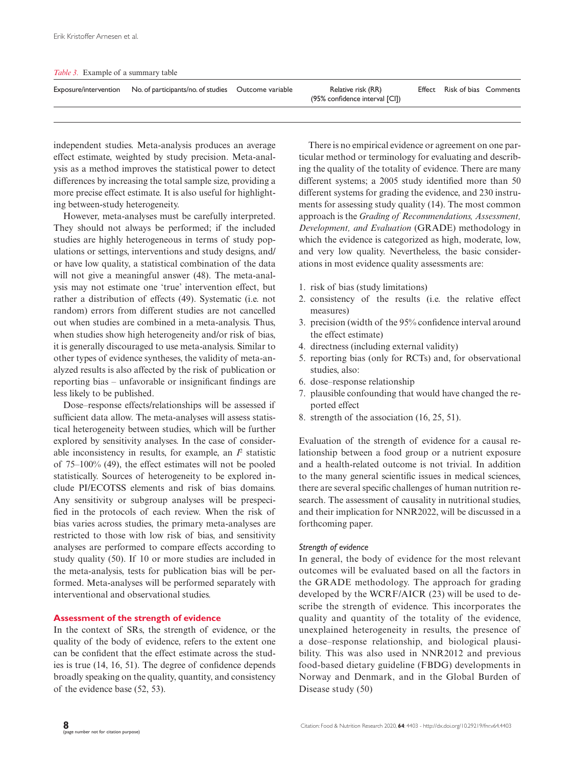*Table 3.* Example of a summary table

| Exposure/intervention | No. of participants/no. of studies | Outcome variable | Relative risk (RR) (95% confidence interval [CI]) | Effect | Risk of bias | Comments |
|---|---|---|---|---|---|---|
| | | | | | | |

independent studies. Meta-analysis produces an average effect estimate, weighted by study precision. Meta-analysis as a method improves the statistical power to detect differences by increasing the total sample size, providing a more precise effect estimate. It is also useful for highlighting between-study heterogeneity.

However, meta-analyses must be carefully interpreted. They should not always be performed; if the included studies are highly heterogeneous in terms of study populations or settings, interventions and study designs, and/or have low quality, a statistical combination of the data will not give a meaningful answer (48). The meta-analysis may not estimate one 'true' intervention effect, but rather a distribution of effects (49). Systematic (i.e. not random) errors from different studies are not cancelled out when studies are combined in a meta-analysis. Thus, when studies show high heterogeneity and/or risk of bias, it is generally discouraged to use meta-analysis. Similar to other types of evidence syntheses, the validity of meta-analyzed results is also affected by the risk of publication or reporting bias – unfavorable or insignificant findings are less likely to be published.

Dose–response effects/relationships will be assessed if sufficient data allow. The meta-analyses will assess statistical heterogeneity between studies, which will be further explored by sensitivity analyses. In the case of considerable inconsistency in results, for example, an $I^2$ statistic of 75–100% (49), the effect estimates will not be pooled statistically. Sources of heterogeneity to be explored include PI/ECOTSS elements and risk of bias domains. Any sensitivity or subgroup analyses will be prespecified in the protocols of each review. When the risk of bias varies across studies, the primary meta-analyses are restricted to those with low risk of bias, and sensitivity analyses are performed to compare effects according to study quality (50). If 10 or more studies are included in the meta-analysis, tests for publication bias will be performed. Meta-analyses will be performed separately with interventional and observational studies.

## Assessment of the strength of evidence

In the context of SRs, the strength of evidence, or the quality of the body of evidence, refers to the extent one can be confident that the effect estimate across the studies is true (14, 16, 51). The degree of confidence depends broadly speaking on the quality, quantity, and consistency of the evidence base (52, 53).

There is no empirical evidence or agreement on one particular method or terminology for evaluating and describing the quality of the totality of evidence. There are many different systems; a 2005 study identified more than 50 different systems for grading the evidence, and 230 instruments for assessing study quality (14). The most common approach is the *Grading of Recommendations, Assessment, Development, and Evaluation* (GRADE) methodology in which the evidence is categorized as high, moderate, low, and very low quality. Nevertheless, the basic considerations in most evidence quality assessments are:

1. risk of bias (study limitations)
2. consistency of the results (i.e. the relative effect measures)
3. precision (width of the 95% confidence interval around the effect estimate)
4. directness (including external validity)
5. reporting bias (only for RCTs) and, for observational studies, also:
6. dose–response relationship
7. plausible confounding that would have changed the reported effect
8. strength of the association (16, 25, 51).

Evaluation of the strength of evidence for a causal relationship between a food group or a nutrient exposure and a health-related outcome is not trivial. In addition to the many general scientific issues in medical sciences, there are several specific challenges of human nutrition research. The assessment of causality in nutritional studies, and their implication for NNR2022, will be discussed in a forthcoming paper.

### *Strength of evidence*

In general, the body of evidence for the most relevant outcomes will be evaluated based on all the factors in the GRADE methodology. The approach for grading developed by the WCRF/AICR (23) will be used to describe the strength of evidence. This incorporates the quality and quantity of the totality of the evidence, unexplained heterogeneity in results, the presence of a dose–response relationship, and biological plausibility. This was also used in NNR2012 and previous food-based dietary guideline (FBDG) developments in Norway and Denmark, and in the Global Burden of Disease study (50)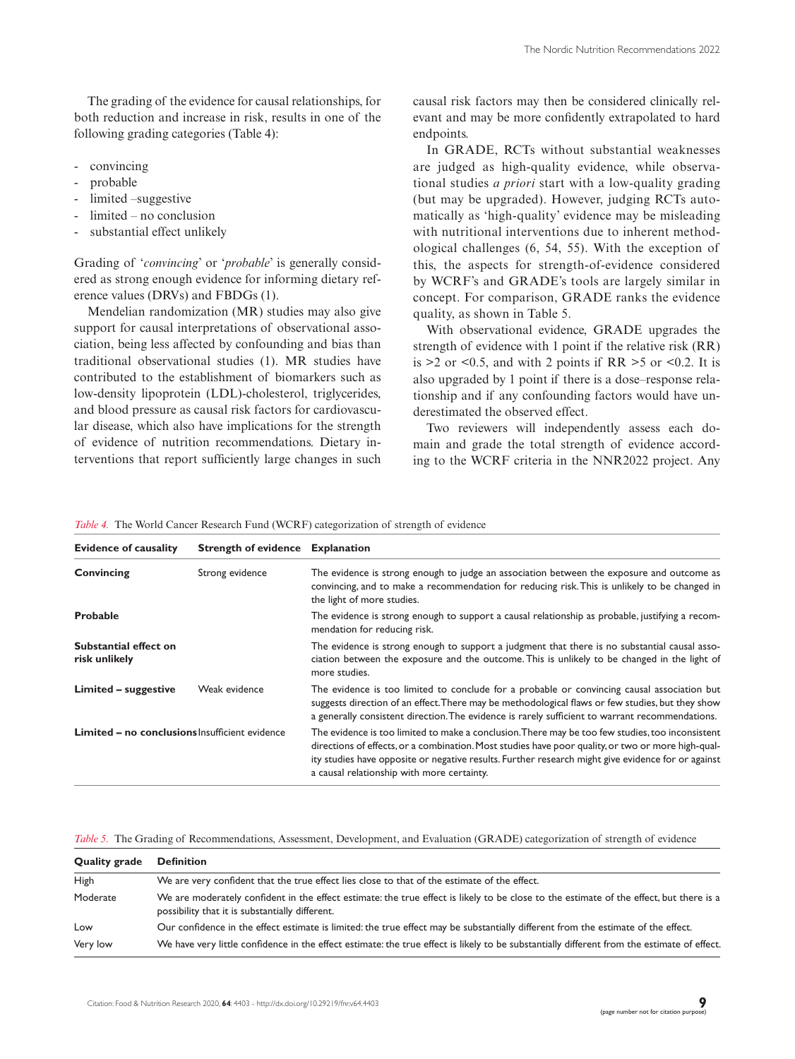The grading of the evidence for causal relationships, for both reduction and increase in risk, results in one of the following grading categories (Table 4):

- convincing
- probable
- limited –suggestive
- limited – no conclusion
- substantial effect unlikely

Grading of '*convincing*' or '*probable*' is generally considered as strong enough evidence for informing dietary reference values (DRVs) and FBDGs (1).

Mendelian randomization (MR) studies may also give support for causal interpretations of observational association, being less affected by confounding and bias than traditional observational studies (1). MR studies have contributed to the establishment of biomarkers such as low-density lipoprotein (LDL)-cholesterol, triglycerides, and blood pressure as causal risk factors for cardiovascular disease, which also have implications for the strength of evidence of nutrition recommendations. Dietary interventions that report sufficiently large changes in such causal risk factors may then be considered clinically relevant and may be more confidently extrapolated to hard endpoints.

In GRADE, RCTs without substantial weaknesses are judged as high-quality evidence, while observational studies *a priori* start with a low-quality grading (but may be upgraded). However, judging RCTs automatically as 'high-quality' evidence may be misleading with nutritional interventions due to inherent methodological challenges (6, 54, 55). With the exception of this, the aspects for strength-of-evidence considered by WCRF's and GRADE's tools are largely similar in concept. For comparison, GRADE ranks the evidence quality, as shown in Table 5.

With observational evidence, GRADE upgrades the strength of evidence with 1 point if the relative risk (RR) is $>2$ or $<0.5$, and with 2 points if RR $>5$ or $<0.2$. It is also upgraded by 1 point if there is a dose–response relationship and if any confounding factors would have underestimated the observed effect.

Two reviewers will independently assess each domain and grade the total strength of evidence according to the WCRF criteria in the NNR2022 project. Any

*Table 4.* The World Cancer Research Fund (WCRF) categorization of strength of evidence

| Evidence of causality | Strength of evidence | Explanation |
|---|---|---|
| **Convincing** | Strong evidence | The evidence is strong enough to judge an association between the exposure and outcome as convincing, and to make a recommendation for reducing risk. This is unlikely to be changed in the light of more studies. |
| **Probable** | | The evidence is strong enough to support a causal relationship as probable, justifying a recommendation for reducing risk. |
| **Substantial effect on risk unlikely** | | The evidence is strong enough to support a judgment that there is no substantial causal association between the exposure and the outcome. This is unlikely to be changed in the light of more studies. |
| **Limited – suggestive** | Weak evidence | The evidence is too limited to conclude for a probable or convincing causal association but suggests direction of an effect. There may be methodological flaws or few studies, but they show a generally consistent direction. The evidence is rarely sufficient to warrant recommendations. |
| **Limited – no conclusions** | Insufficient evidence | The evidence is too limited to make a conclusion. There may be too few studies, too inconsistent directions of effects, or a combination. Most studies have poor quality, or two or more high-quality studies have opposite or negative results. Further research might give evidence for or against a causal relationship with more certainty. |

*Table 5.* The Grading of Recommendations, Assessment, Development, and Evaluation (GRADE) categorization of strength of evidence

| Quality grade | Definition |
|---|---|
| High | We are very confident that the true effect lies close to that of the estimate of the effect. |
| Moderate | We are moderately confident in the effect estimate: the true effect is likely to be close to the estimate of the effect, but there is a possibility that it is substantially different. |
| Low | Our confidence in the effect estimate is limited: the true effect may be substantially different from the estimate of the effect. |
| Very low | We have very little confidence in the effect estimate: the true effect is likely to be substantially different from the estimate of effect. |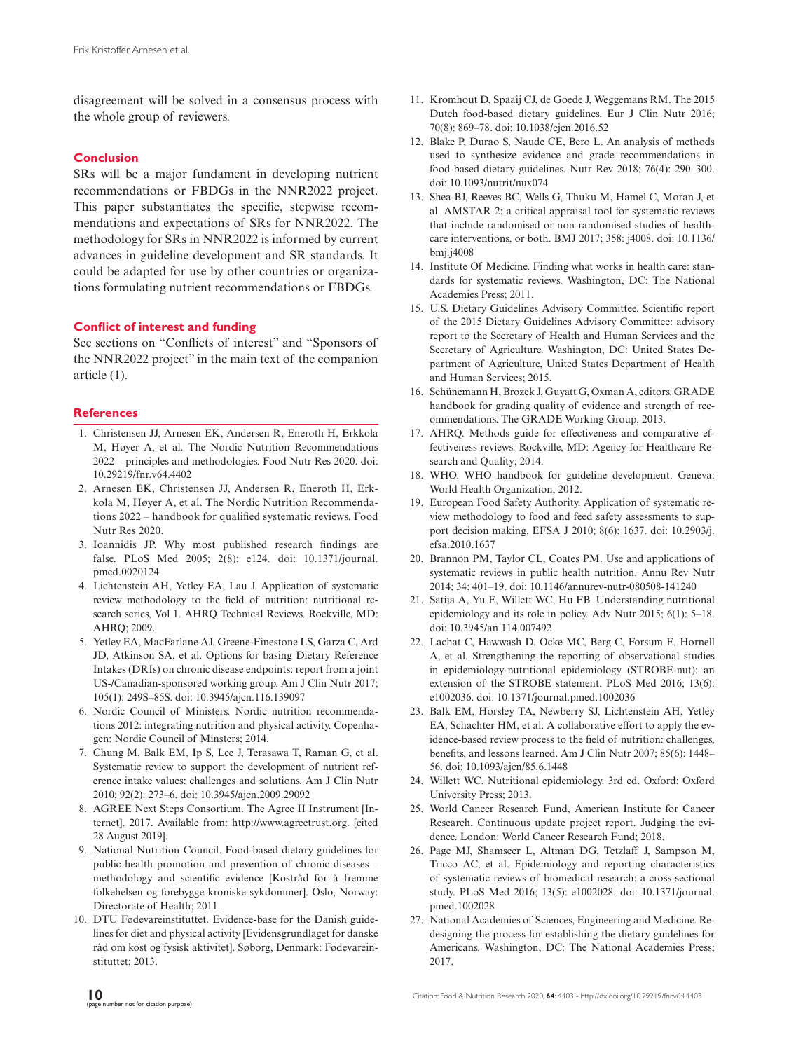disagreement will be solved in a consensus process with the whole group of reviewers.

## Conclusion

SRs will be a major fundament in developing nutrient recommendations or FBDGs in the NNR2022 project. This paper substantiates the specific, stepwise recommendations and expectations of SRs for NNR2022. The methodology for SRs in NNR2022 is informed by current advances in guideline development and SR standards. It could be adapted for use by other countries or organizations formulating nutrient recommendations or FBDGs.

## Conflict of interest and funding

See sections on "Conflicts of interest" and "Sponsors of the NNR2022 project" in the main text of the companion article (1).

## References

1. Christensen JJ, Arnesen EK, Andersen R, Eneroth H, Erkkola M, Høyer A, et al. The Nordic Nutrition Recommendations 2022 – principles and methodologies. Food Nutr Res 2020. doi: 10.29219/fnr.v64.4402
2. Arnesen EK, Christensen JJ, Andersen R, Eneroth H, Erkkola M, Høyer A, et al. The Nordic Nutrition Recommendations 2022 – handbook for qualified systematic reviews. Food Nutr Res 2020.
3. Ioannidis JP. Why most published research findings are false. PLoS Med 2005; 2(8): e124. doi: 10.1371/journal.pmed.0020124
4. Lichtenstein AH, Yetley EA, Lau J. Application of systematic review methodology to the field of nutrition: nutritional research series, Vol 1. AHRQ Technical Reviews. Rockville, MD: AHRQ; 2009.
5. Yetley EA, MacFarlane AJ, Greene-Finestone LS, Garza C, Ard JD, Atkinson SA, et al. Options for basing Dietary Reference Intakes (DRIs) on chronic disease endpoints: report from a joint US-/Canadian-sponsored working group. Am J Clin Nutr 2017; 105(1): 249S–85S. doi: 10.3945/ajcn.116.139097
6. Nordic Council of Ministers. Nordic nutrition recommendations 2012: integrating nutrition and physical activity. Copenhagen: Nordic Council of Minsters; 2014.
7. Chung M, Balk EM, Ip S, Lee J, Terasawa T, Raman G, et al. Systematic review to support the development of nutrient reference intake values: challenges and solutions. Am J Clin Nutr 2010; 92(2): 273–6. doi: 10.3945/ajcn.2009.29092
8. AGREE Next Steps Consortium. The Agree II Instrument [Internet]. 2017. Available from: http://www.agreetrust.org. [cited 28 August 2019].
9. National Nutrition Council. Food-based dietary guidelines for public health promotion and prevention of chronic diseases – methodology and scientific evidence [Kostråd for å fremme folkehelsen og forebygge kroniske sykdommer]. Oslo, Norway: Directorate of Health; 2011.
10. DTU Fødevareinstituttet. Evidence-base for the Danish guidelines for diet and physical activity [Evidensgrundlaget for danske råd om kost og fysisk aktivitet]. Søborg, Denmark: Fødevareinstituttet; 2013.
11. Kromhout D, Spaaij CJ, de Goede J, Weggemans RM. The 2015 Dutch food-based dietary guidelines. Eur J Clin Nutr 2016; 70(8): 869–78. doi: 10.1038/ejcn.2016.52
12. Blake P, Durao S, Naude CE, Bero L. An analysis of methods used to synthesize evidence and grade recommendations in food-based dietary guidelines. Nutr Rev 2018; 76(4): 290–300. doi: 10.1093/nutrit/nux074
13. Shea BJ, Reeves BC, Wells G, Thuku M, Hamel C, Moran J, et al. AMSTAR 2: a critical appraisal tool for systematic reviews that include randomised or non-randomised studies of healthcare interventions, or both. BMJ 2017; 358: j4008. doi: 10.1136/bmj.j4008
14. Institute Of Medicine. Finding what works in health care: standards for systematic reviews. Washington, DC: The National Academies Press; 2011.
15. U.S. Dietary Guidelines Advisory Committee. Scientific report of the 2015 Dietary Guidelines Advisory Committee: advisory report to the Secretary of Health and Human Services and the Secretary of Agriculture. Washington, DC: United States Department of Agriculture, United States Department of Health and Human Services; 2015.
16. Schünemann H, Brozek J, Guyatt G, Oxman A, editors. GRADE handbook for grading quality of evidence and strength of recommendations. The GRADE Working Group; 2013.
17. AHRQ. Methods guide for effectiveness and comparative effectiveness reviews. Rockville, MD: Agency for Healthcare Research and Quality; 2014.
18. WHO. WHO handbook for guideline development. Geneva: World Health Organization; 2012.
19. European Food Safety Authority. Application of systematic review methodology to food and feed safety assessments to support decision making. EFSA J 2010; 8(6): 1637. doi: 10.2903/j.efsa.2010.1637
20. Brannon PM, Taylor CL, Coates PM. Use and applications of systematic reviews in public health nutrition. Annu Rev Nutr 2014; 34: 401–19. doi: 10.1146/annurev-nutr-080508-141240
21. Satija A, Yu E, Willett WC, Hu FB. Understanding nutritional epidemiology and its role in policy. Adv Nutr 2015; 6(1): 5–18. doi: 10.3945/an.114.007492
22. Lachat C, Hawwash D, Ocke MC, Berg C, Forsum E, Hornell A, et al. Strengthening the reporting of observational studies in epidemiology-nutritional epidemiology (STROBE-nut): an extension of the STROBE statement. PLoS Med 2016; 13(6): e1002036. doi: 10.1371/journal.pmed.1002036
23. Balk EM, Horsley TA, Newberry SJ, Lichtenstein AH, Yetley EA, Schachter HM, et al. A collaborative effort to apply the evidence-based review process to the field of nutrition: challenges, benefits, and lessons learned. Am J Clin Nutr 2007; 85(6): 1448–56. doi: 10.1093/ajcn/85.6.1448
24. Willett WC. Nutritional epidemiology. 3rd ed. Oxford: Oxford University Press; 2013.
25. World Cancer Research Fund, American Institute for Cancer Research. Continuous update project report. Judging the evidence. London: World Cancer Research Fund; 2018.
26. Page MJ, Shamseer L, Altman DG, Tetzlaff J, Sampson M, Tricco AC, et al. Epidemiology and reporting characteristics of systematic reviews of biomedical research: a cross-sectional study. PLoS Med 2016; 13(5): e1002028. doi: 10.1371/journal.pmed.1002028
27. National Academies of Sciences, Engineering and Medicine. Redesigning the process for establishing the dietary guidelines for Americans. Washington, DC: The National Academies Press; 2017.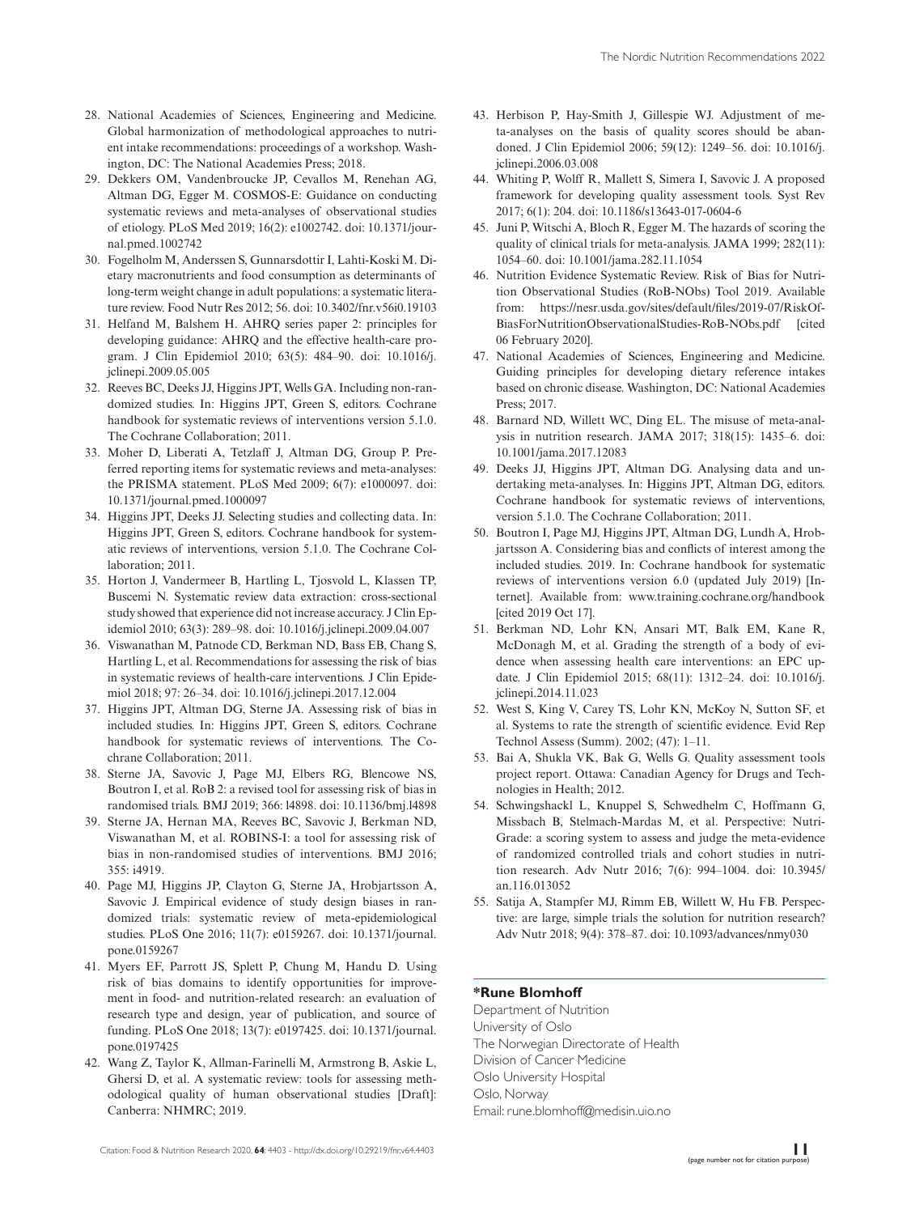28. National Academies of Sciences, Engineering and Medicine. Global harmonization of methodological approaches to nutrient intake recommendations: proceedings of a workshop. Washington, DC: The National Academies Press; 2018.
29. Dekkers OM, Vandenbroucke JP, Cevallos M, Renehan AG, Altman DG, Egger M. COSMOS-E: Guidance on conducting systematic reviews and meta-analyses of observational studies of etiology. PLoS Med 2019; 16(2): e1002742. doi: 10.1371/journal.pmed.1002742
30. Fogelholm M, Anderssen S, Gunnarsdottir I, Lahti-Koski M. Dietary macronutrients and food consumption as determinants of long-term weight change in adult populations: a systematic literature review. Food Nutr Res 2012; 56. doi: 10.3402/fnr.v56i0.19103
31. Helfand M, Balshem H. AHRQ series paper 2: principles for developing guidance: AHRQ and the effective health-care program. J Clin Epidemiol 2010; 63(5): 484–90. doi: 10.1016/j.jclinepi.2009.05.005
32. Reeves BC, Deeks JJ, Higgins JPT, Wells GA. Including non-randomized studies. In: Higgins JPT, Green S, editors. Cochrane handbook for systematic reviews of interventions version 5.1.0. The Cochrane Collaboration; 2011.
33. Moher D, Liberati A, Tetzlaff J, Altman DG, Group P. Preferred reporting items for systematic reviews and meta-analyses: the PRISMA statement. PLoS Med 2009; 6(7): e1000097. doi: 10.1371/journal.pmed.1000097
34. Higgins JPT, Deeks JJ. Selecting studies and collecting data. In: Higgins JPT, Green S, editors. Cochrane handbook for systematic reviews of interventions, version 5.1.0. The Cochrane Collaboration; 2011.
35. Horton J, Vandermeer B, Hartling L, Tjosvold L, Klassen TP, Buscemi N. Systematic review data extraction: cross-sectional study showed that experience did not increase accuracy. J Clin Epidemiol 2010; 63(3): 289–98. doi: 10.1016/j.jclinepi.2009.04.007
36. Viswanathan M, Patnode CD, Berkman ND, Bass EB, Chang S, Hartling L, et al. Recommendations for assessing the risk of bias in systematic reviews of health-care interventions. J Clin Epidemiol 2018; 97: 26–34. doi: 10.1016/j.jclinepi.2017.12.004
37. Higgins JPT, Altman DG, Sterne JA. Assessing risk of bias in included studies. In: Higgins JPT, Green S, editors. Cochrane handbook for systematic reviews of interventions. The Cochrane Collaboration; 2011.
38. Sterne JA, Savovic J, Page MJ, Elbers RG, Blencowe NS, Boutron I, et al. RoB 2: a revised tool for assessing risk of bias in randomised trials. BMJ 2019; 366: l4898. doi: 10.1136/bmj.l4898
39. Sterne JA, Hernan MA, Reeves BC, Savovic J, Berkman ND, Viswanathan M, et al. ROBINS-I: a tool for assessing risk of bias in non-randomised studies of interventions. BMJ 2016; 355: i4919.
40. Page MJ, Higgins JP, Clayton G, Sterne JA, Hrobjartsson A, Savovic J. Empirical evidence of study design biases in randomized trials: systematic review of meta-epidemiological studies. PLoS One 2016; 11(7): e0159267. doi: 10.1371/journal.pone.0159267
41. Myers EF, Parrott JS, Splett P, Chung M, Handu D. Using risk of bias domains to identify opportunities for improvement in food- and nutrition-related research: an evaluation of research type and design, year of publication, and source of funding. PLoS One 2018; 13(7): e0197425. doi: 10.1371/journal.pone.0197425
42. Wang Z, Taylor K, Allman-Farinelli M, Armstrong B, Askie L, Ghersi D, et al. A systematic review: tools for assessing methodological quality of human observational studies [Draft]: Canberra: NHMRC; 2019.
43. Herbison P, Hay-Smith J, Gillespie WJ. Adjustment of meta-analyses on the basis of quality scores should be abandoned. J Clin Epidemiol 2006; 59(12): 1249–56. doi: 10.1016/j.jclinepi.2006.03.008
44. Whiting P, Wolff R, Mallett S, Simera I, Savovic J. A proposed framework for developing quality assessment tools. Syst Rev 2017; 6(1): 204. doi: 10.1186/s13643-017-0604-6
45. Juni P, Witschi A, Bloch R, Egger M. The hazards of scoring the quality of clinical trials for meta-analysis. JAMA 1999; 282(11): 1054–60. doi: 10.1001/jama.282.11.1054
46. Nutrition Evidence Systematic Review. Risk of Bias for Nutrition Observational Studies (RoB-NObs) Tool 2019. Available from: https://nesr.usda.gov/sites/default/files/2019-07/RiskOfBiasForNutritionObservationalStudies-RoB-NObs.pdf [cited 06 February 2020].
47. National Academies of Sciences, Engineering and Medicine. Guiding principles for developing dietary reference intakes based on chronic disease. Washington, DC: National Academies Press; 2017.
48. Barnard ND, Willett WC, Ding EL. The misuse of meta-analysis in nutrition research. JAMA 2017; 318(15): 1435–6. doi: 10.1001/jama.2017.12083
49. Deeks JJ, Higgins JPT, Altman DG. Analysing data and undertaking meta-analyses. In: Higgins JPT, Altman DG, editors. Cochrane handbook for systematic reviews of interventions, version 5.1.0. The Cochrane Collaboration; 2011.
50. Boutron I, Page MJ, Higgins JPT, Altman DG, Lundh A, Hrobjartsson A. Considering bias and conflicts of interest among the included studies. 2019. In: Cochrane handbook for systematic reviews of interventions version 6.0 (updated July 2019) [Internet]. Available from: www.training.cochrane.org/handbook [cited 2019 Oct 17].
51. Berkman ND, Lohr KN, Ansari MT, Balk EM, Kane R, McDonagh M, et al. Grading the strength of a body of evidence when assessing health care interventions: an EPC update. J Clin Epidemiol 2015; 68(11): 1312–24. doi: 10.1016/j.jclinepi.2014.11.023
52. West S, King V, Carey TS, Lohr KN, McKoy N, Sutton SF, et al. Systems to rate the strength of scientific evidence. Evid Rep Technol Assess (Summ). 2002; (47): 1–11.
53. Bai A, Shukla VK, Bak G, Wells G. Quality assessment tools project report. Ottawa: Canadian Agency for Drugs and Technologies in Health; 2012.
54. Schwingshackl L, Knuppel S, Schwedhelm C, Hoffmann G, Missbach B, Stelmach-Mardas M, et al. Perspective: NutriGrade: a scoring system to assess and judge the meta-evidence of randomized controlled trials and cohort studies in nutrition research. Adv Nutr 2016; 7(6): 994–1004. doi: 10.3945/an.116.013052
55. Satija A, Stampfer MJ, Rimm EB, Willett W, Hu FB. Perspective: are large, simple trials the solution for nutrition research? Adv Nutr 2018; 9(4): 378–87. doi: 10.1093/advances/nmy030

**\*Rune Blomhoff**
Department of Nutrition
University of Oslo
The Norwegian Directorate of Health
Division of Cancer Medicine
Oslo University Hospital
Oslo, Norway
Email: rune.blomhoff@medisin.uio.no